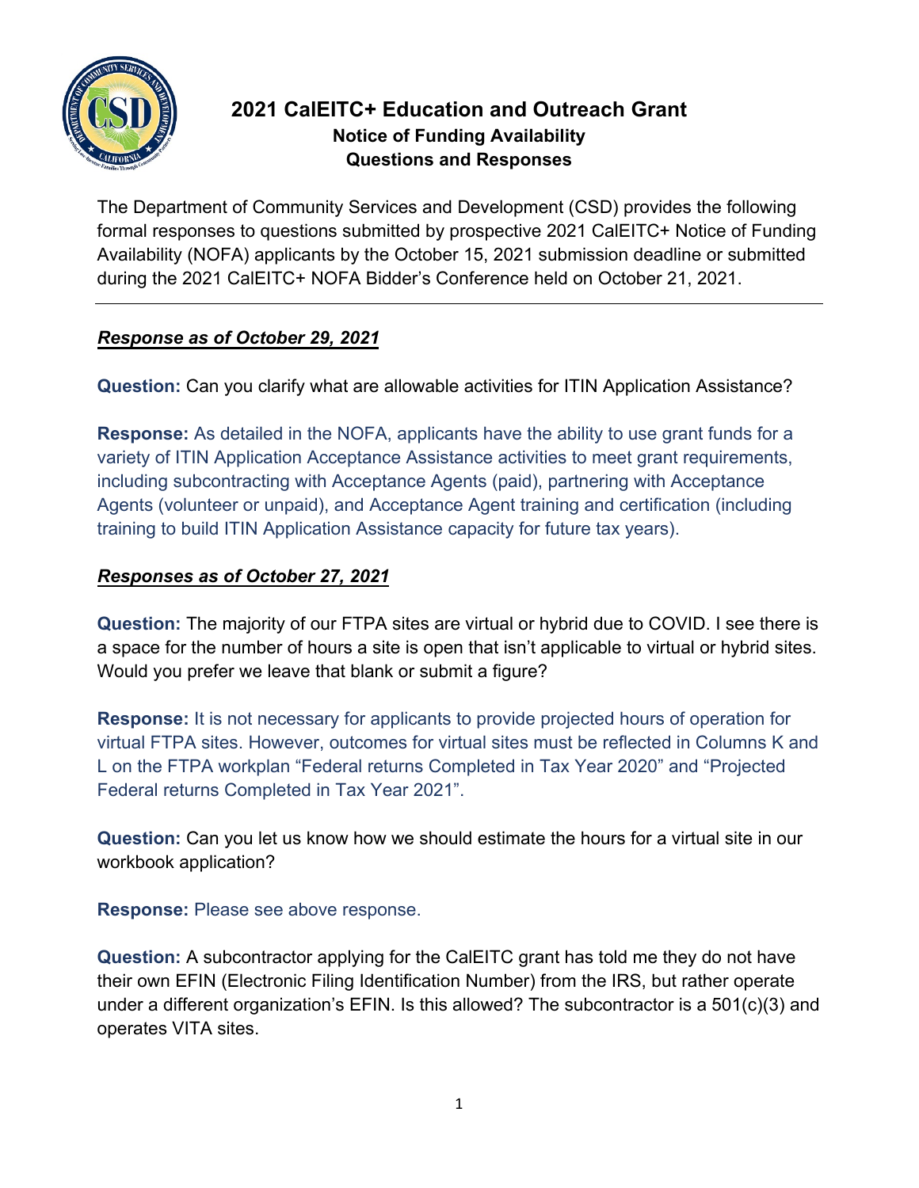# 2021 CalEITC+ Education and Outreach Grant

## Notice of Funding Availability

## Questions and Responses

The Department of Community Services and Development (CSD) provides the following formal responses to questions submitted by prospective 2021 CalEITC+ Notice of Funding Availability (NOFA) applicants by the October 15, 2021 submission deadline or submitted during the 2021 CalEITC+ NOFA Bidder's Conference held on October 21, 2021.

---

### ***Response as of October 29, 2021***

**Question:** Can you clarify what are allowable activities for ITIN Application Assistance?

**Response:** As detailed in the NOFA, applicants have the ability to use grant funds for a variety of ITIN Application Acceptance Assistance activities to meet grant requirements, including subcontracting with Acceptance Agents (paid), partnering with Acceptance Agents (volunteer or unpaid), and Acceptance Agent training and certification (including training to build ITIN Application Assistance capacity for future tax years).

### ***Responses as of October 27, 2021***

**Question:** The majority of our FTPA sites are virtual or hybrid due to COVID. I see there is a space for the number of hours a site is open that isn't applicable to virtual or hybrid sites. Would you prefer we leave that blank or submit a figure?

**Response:** It is not necessary for applicants to provide projected hours of operation for virtual FTPA sites. However, outcomes for virtual sites must be reflected in Columns K and L on the FTPA workplan "Federal returns Completed in Tax Year 2020" and "Projected Federal returns Completed in Tax Year 2021".

**Question:** Can you let us know how we should estimate the hours for a virtual site in our workbook application?

**Response:** Please see above response.

**Question:** A subcontractor applying for the CalEITC grant has told me they do not have their own EFIN (Electronic Filing Identification Number) from the IRS, but rather operate under a different organization's EFIN. Is this allowed? The subcontractor is a 501(c)(3) and operates VITA sites.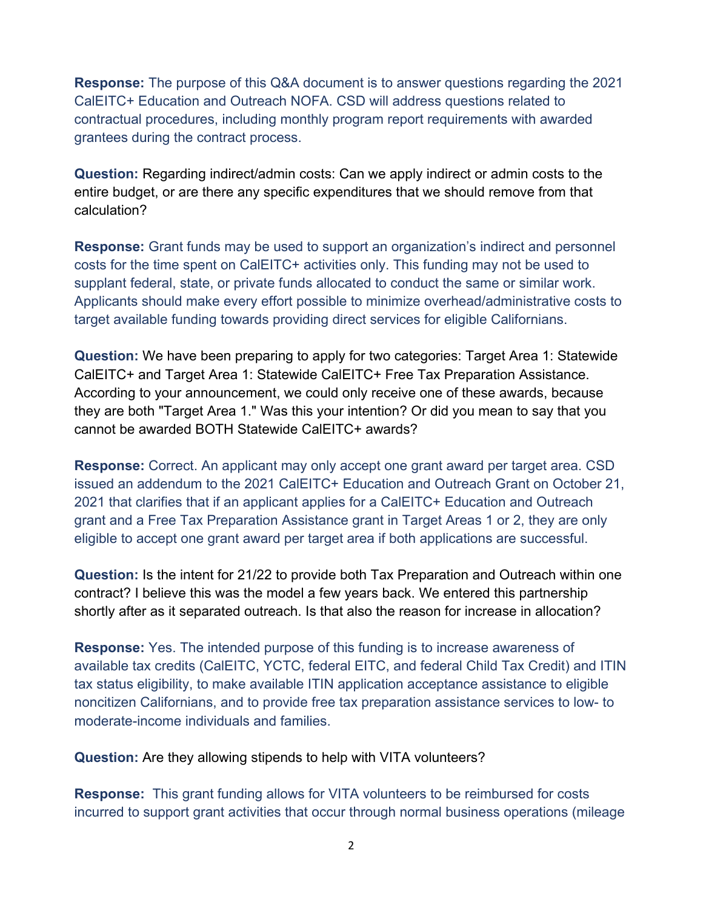**Response:** The purpose of this Q&A document is to answer questions regarding the 2021 CalEITC+ Education and Outreach NOFA. CSD will address questions related to contractual procedures, including monthly program report requirements with awarded grantees during the contract process.

**Question:** Regarding indirect/admin costs: Can we apply indirect or admin costs to the entire budget, or are there any specific expenditures that we should remove from that calculation?

**Response:** Grant funds may be used to support an organization's indirect and personnel costs for the time spent on CalEITC+ activities only. This funding may not be used to supplant federal, state, or private funds allocated to conduct the same or similar work. Applicants should make every effort possible to minimize overhead/administrative costs to target available funding towards providing direct services for eligible Californians.

**Question:** We have been preparing to apply for two categories: Target Area 1: Statewide CalEITC+ and Target Area 1: Statewide CalEITC+ Free Tax Preparation Assistance. According to your announcement, we could only receive one of these awards, because they are both "Target Area 1." Was this your intention? Or did you mean to say that you cannot be awarded BOTH Statewide CalEITC+ awards?

**Response:** Correct. An applicant may only accept one grant award per target area. CSD issued an addendum to the 2021 CalEITC+ Education and Outreach Grant on October 21, 2021 that clarifies that if an applicant applies for a CalEITC+ Education and Outreach grant and a Free Tax Preparation Assistance grant in Target Areas 1 or 2, they are only eligible to accept one grant award per target area if both applications are successful.

**Question:** Is the intent for 21/22 to provide both Tax Preparation and Outreach within one contract? I believe this was the model a few years back. We entered this partnership shortly after as it separated outreach. Is that also the reason for increase in allocation?

**Response:** Yes. The intended purpose of this funding is to increase awareness of available tax credits (CalEITC, YCTC, federal EITC, and federal Child Tax Credit) and ITIN tax status eligibility, to make available ITIN application acceptance assistance to eligible noncitizen Californians, and to provide free tax preparation assistance services to low- to moderate-income individuals and families.

**Question:** Are they allowing stipends to help with VITA volunteers?

**Response:** This grant funding allows for VITA volunteers to be reimbursed for costs incurred to support grant activities that occur through normal business operations (mileage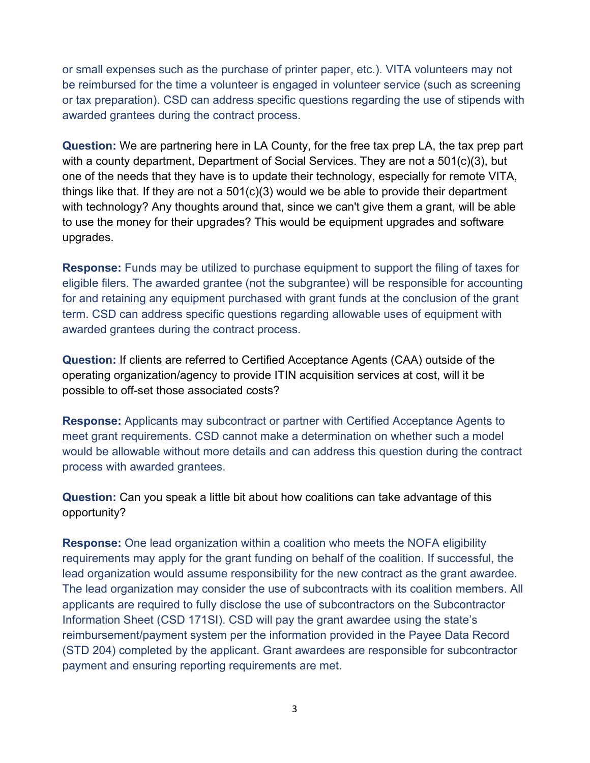or small expenses such as the purchase of printer paper, etc.). VITA volunteers may not be reimbursed for the time a volunteer is engaged in volunteer service (such as screening or tax preparation). CSD can address specific questions regarding the use of stipends with awarded grantees during the contract process.

**Question:** We are partnering here in LA County, for the free tax prep LA, the tax prep part with a county department, Department of Social Services. They are not a 501(c)(3), but one of the needs that they have is to update their technology, especially for remote VITA, things like that. If they are not a 501(c)(3) would we be able to provide their department with technology? Any thoughts around that, since we can't give them a grant, will be able to use the money for their upgrades? This would be equipment upgrades and software upgrades.

**Response:** Funds may be utilized to purchase equipment to support the filing of taxes for eligible filers. The awarded grantee (not the subgrantee) will be responsible for accounting for and retaining any equipment purchased with grant funds at the conclusion of the grant term. CSD can address specific questions regarding allowable uses of equipment with awarded grantees during the contract process.

**Question:** If clients are referred to Certified Acceptance Agents (CAA) outside of the operating organization/agency to provide ITIN acquisition services at cost, will it be possible to off-set those associated costs?

**Response:** Applicants may subcontract or partner with Certified Acceptance Agents to meet grant requirements. CSD cannot make a determination on whether such a model would be allowable without more details and can address this question during the contract process with awarded grantees.

**Question:** Can you speak a little bit about how coalitions can take advantage of this opportunity?

**Response:** One lead organization within a coalition who meets the NOFA eligibility requirements may apply for the grant funding on behalf of the coalition. If successful, the lead organization would assume responsibility for the new contract as the grant awardee. The lead organization may consider the use of subcontracts with its coalition members. All applicants are required to fully disclose the use of subcontractors on the Subcontractor Information Sheet (CSD 171SI). CSD will pay the grant awardee using the state's reimbursement/payment system per the information provided in the Payee Data Record (STD 204) completed by the applicant. Grant awardees are responsible for subcontractor payment and ensuring reporting requirements are met.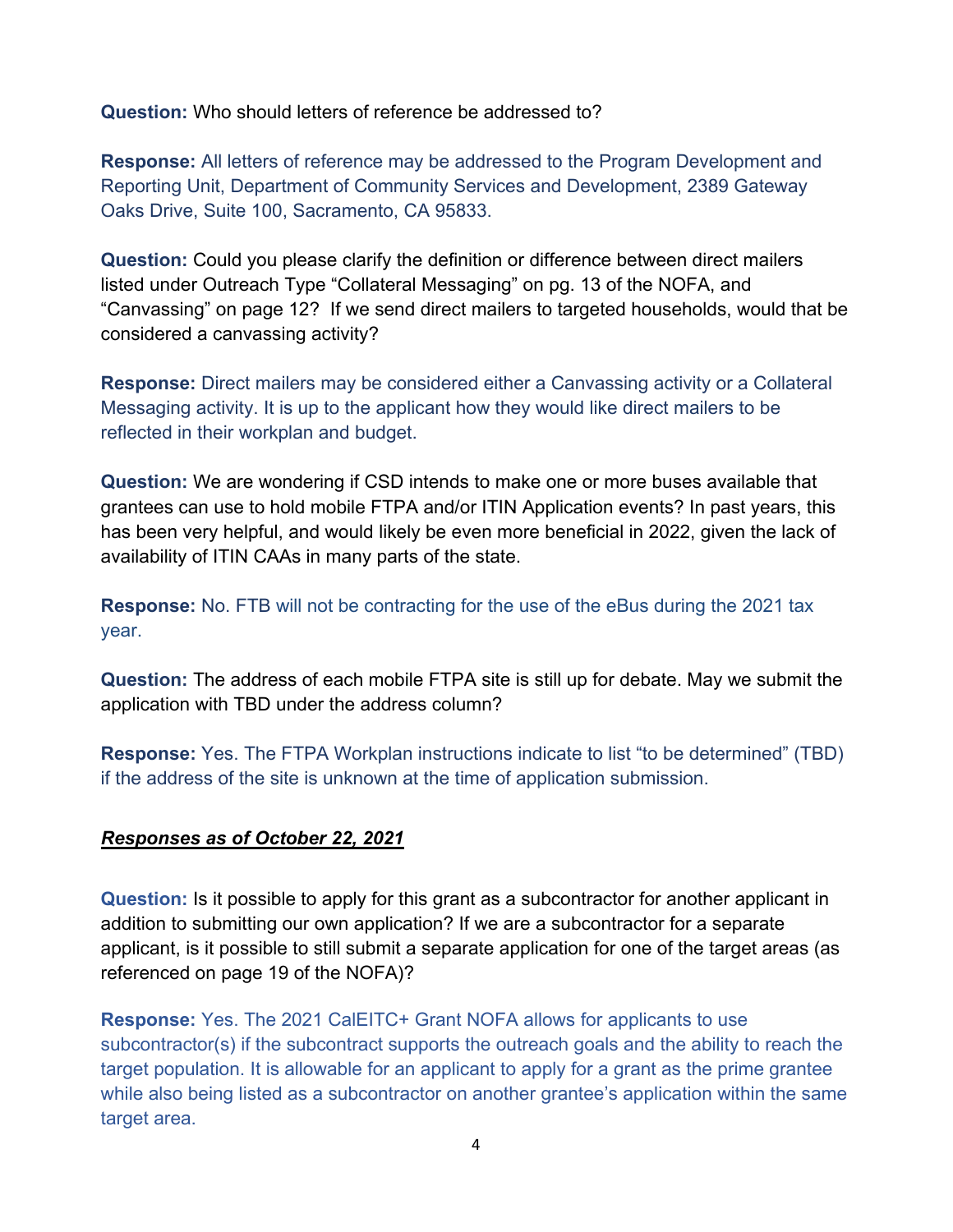**Question:** Who should letters of reference be addressed to?

**Response:** All letters of reference may be addressed to the Program Development and Reporting Unit, Department of Community Services and Development, 2389 Gateway Oaks Drive, Suite 100, Sacramento, CA 95833.

**Question:** Could you please clarify the definition or difference between direct mailers listed under Outreach Type "Collateral Messaging" on pg. 13 of the NOFA, and "Canvassing" on page 12? If we send direct mailers to targeted households, would that be considered a canvassing activity?

**Response:** Direct mailers may be considered either a Canvassing activity or a Collateral Messaging activity. It is up to the applicant how they would like direct mailers to be reflected in their workplan and budget.

**Question:** We are wondering if CSD intends to make one or more buses available that grantees can use to hold mobile FTPA and/or ITIN Application events? In past years, this has been very helpful, and would likely be even more beneficial in 2022, given the lack of availability of ITIN CAAs in many parts of the state.

**Response:** No. FTB will not be contracting for the use of the eBus during the 2021 tax year.

**Question:** The address of each mobile FTPA site is still up for debate. May we submit the application with TBD under the address column?

**Response:** Yes. The FTPA Workplan instructions indicate to list "to be determined" (TBD) if the address of the site is unknown at the time of application submission.

***<u>Responses as of October 22, 2021</u>***

**Question:** Is it possible to apply for this grant as a subcontractor for another applicant in addition to submitting our own application? If we are a subcontractor for a separate applicant, is it possible to still submit a separate application for one of the target areas (as referenced on page 19 of the NOFA)?

**Response:** Yes. The 2021 CalEITC+ Grant NOFA allows for applicants to use subcontractor(s) if the subcontract supports the outreach goals and the ability to reach the target population. It is allowable for an applicant to apply for a grant as the prime grantee while also being listed as a subcontractor on another grantee's application within the same target area.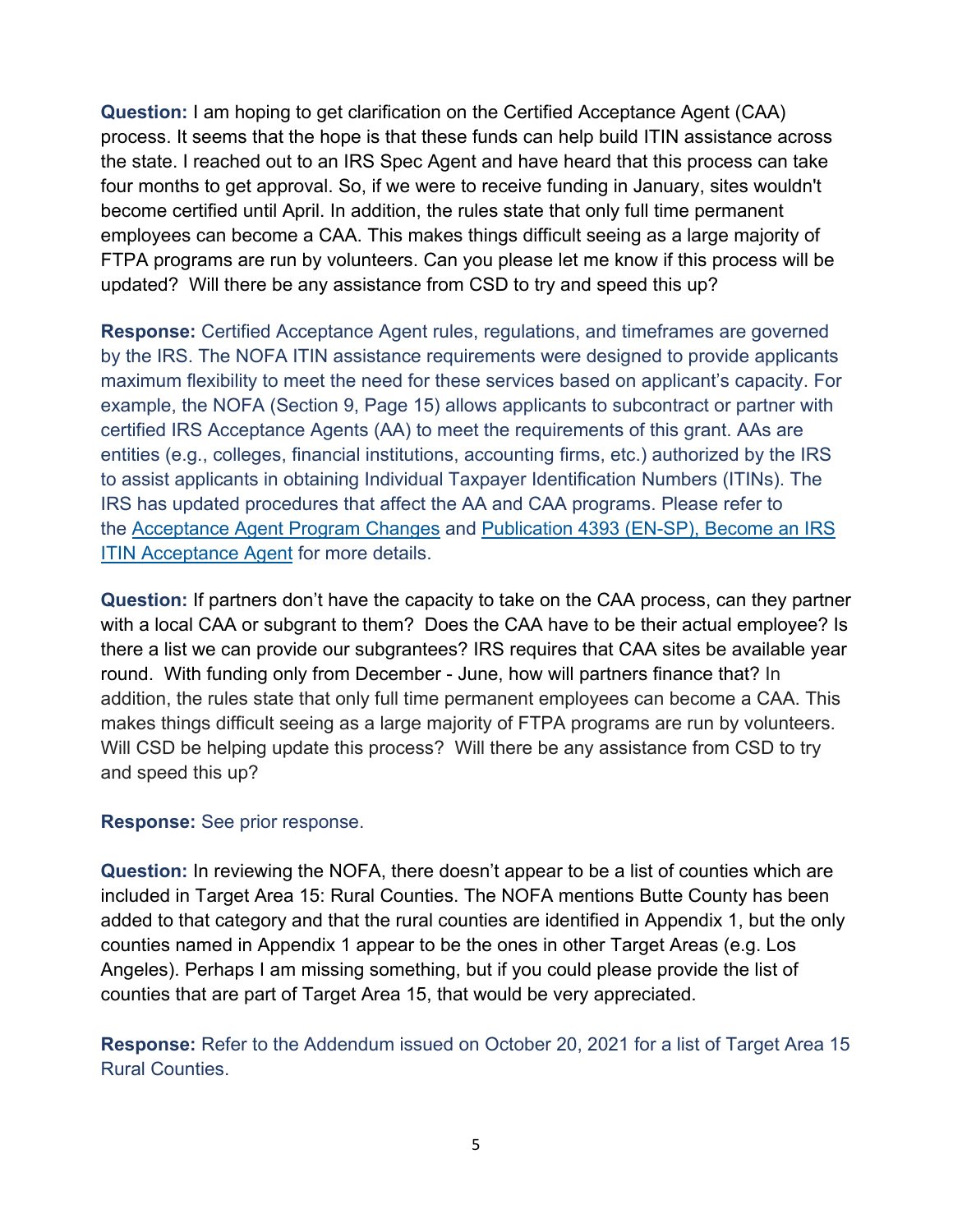**Question:** I am hoping to get clarification on the Certified Acceptance Agent (CAA) process. It seems that the hope is that these funds can help build ITIN assistance across the state. I reached out to an IRS Spec Agent and have heard that this process can take four months to get approval. So, if we were to receive funding in January, sites wouldn't become certified until April. In addition, the rules state that only full time permanent employees can become a CAA. This makes things difficult seeing as a large majority of FTPA programs are run by volunteers. Can you please let me know if this process will be updated? Will there be any assistance from CSD to try and speed this up?

**Response:** Certified Acceptance Agent rules, regulations, and timeframes are governed by the IRS. The NOFA ITIN assistance requirements were designed to provide applicants maximum flexibility to meet the need for these services based on applicant's capacity. For example, the NOFA (Section 9, Page 15) allows applicants to subcontract or partner with certified IRS Acceptance Agents (AA) to meet the requirements of this grant. AAs are entities (e.g., colleges, financial institutions, accounting firms, etc.) authorized by the IRS to assist applicants in obtaining Individual Taxpayer Identification Numbers (ITINs). The IRS has updated procedures that affect the AA and CAA programs. Please refer to the Acceptance Agent Program Changes and Publication 4393 (EN-SP), Become an IRS ITIN Acceptance Agent for more details.

**Question:** If partners don't have the capacity to take on the CAA process, can they partner with a local CAA or subgrant to them? Does the CAA have to be their actual employee? Is there a list we can provide our subgrantees? IRS requires that CAA sites be available year round. With funding only from December - June, how will partners finance that? In addition, the rules state that only full time permanent employees can become a CAA. This makes things difficult seeing as a large majority of FTPA programs are run by volunteers. Will CSD be helping update this process? Will there be any assistance from CSD to try and speed this up?

**Response:** See prior response.

**Question:** In reviewing the NOFA, there doesn't appear to be a list of counties which are included in Target Area 15: Rural Counties. The NOFA mentions Butte County has been added to that category and that the rural counties are identified in Appendix 1, but the only counties named in Appendix 1 appear to be the ones in other Target Areas (e.g. Los Angeles). Perhaps I am missing something, but if you could please provide the list of counties that are part of Target Area 15, that would be very appreciated.

**Response:** Refer to the Addendum issued on October 20, 2021 for a list of Target Area 15 Rural Counties.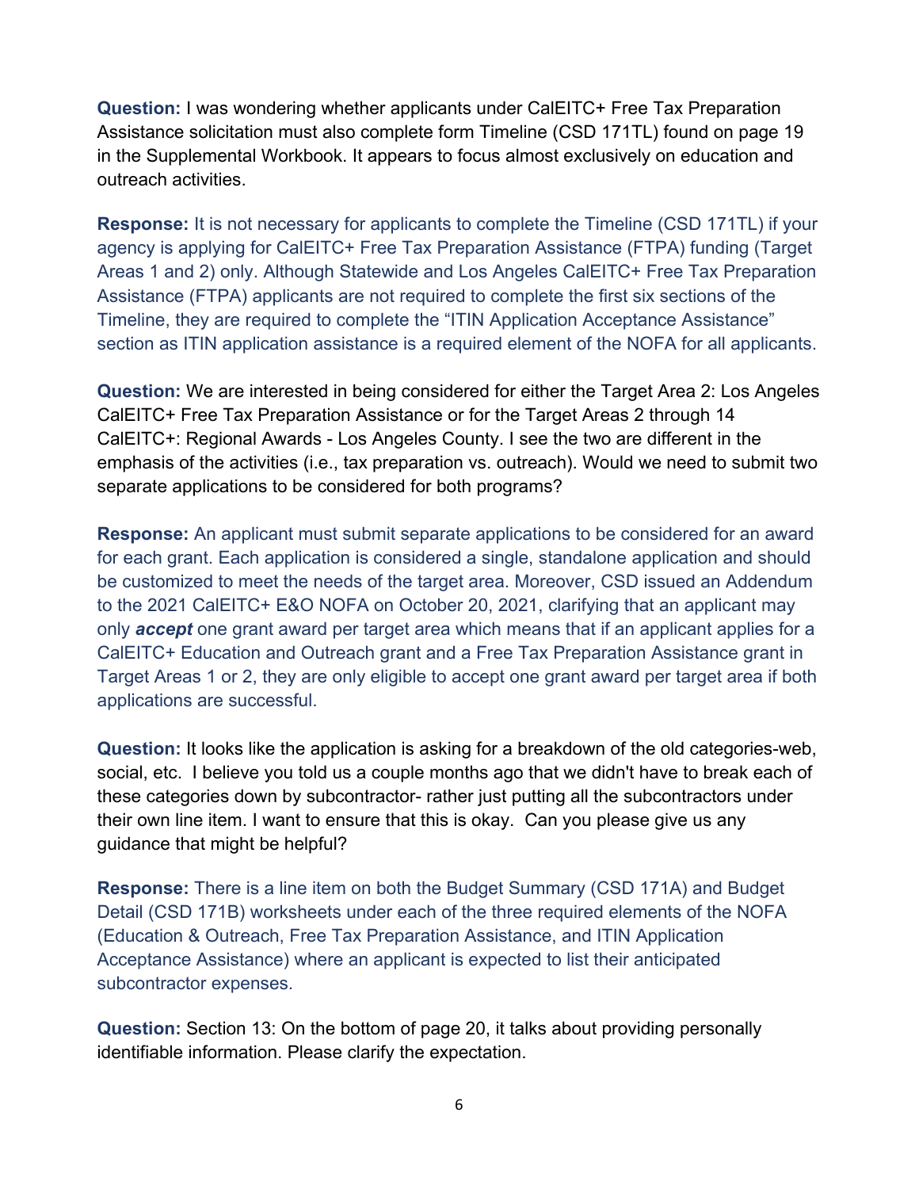**Question:** I was wondering whether applicants under CalEITC+ Free Tax Preparation Assistance solicitation must also complete form Timeline (CSD 171TL) found on page 19 in the Supplemental Workbook. It appears to focus almost exclusively on education and outreach activities.

**Response:** It is not necessary for applicants to complete the Timeline (CSD 171TL) if your agency is applying for CalEITC+ Free Tax Preparation Assistance (FTPA) funding (Target Areas 1 and 2) only. Although Statewide and Los Angeles CalEITC+ Free Tax Preparation Assistance (FTPA) applicants are not required to complete the first six sections of the Timeline, they are required to complete the "ITIN Application Acceptance Assistance" section as ITIN application assistance is a required element of the NOFA for all applicants.

**Question:** We are interested in being considered for either the Target Area 2: Los Angeles CalEITC+ Free Tax Preparation Assistance or for the Target Areas 2 through 14 CalEITC+: Regional Awards - Los Angeles County. I see the two are different in the emphasis of the activities (i.e., tax preparation vs. outreach). Would we need to submit two separate applications to be considered for both programs?

**Response:** An applicant must submit separate applications to be considered for an award for each grant. Each application is considered a single, standalone application and should be customized to meet the needs of the target area. Moreover, CSD issued an Addendum to the 2021 CalEITC+ E&O NOFA on October 20, 2021, clarifying that an applicant may only ***accept*** one grant award per target area which means that if an applicant applies for a CalEITC+ Education and Outreach grant and a Free Tax Preparation Assistance grant in Target Areas 1 or 2, they are only eligible to accept one grant award per target area if both applications are successful.

**Question:** It looks like the application is asking for a breakdown of the old categories-web, social, etc. I believe you told us a couple months ago that we didn't have to break each of these categories down by subcontractor- rather just putting all the subcontractors under their own line item. I want to ensure that this is okay. Can you please give us any guidance that might be helpful?

**Response:** There is a line item on both the Budget Summary (CSD 171A) and Budget Detail (CSD 171B) worksheets under each of the three required elements of the NOFA (Education & Outreach, Free Tax Preparation Assistance, and ITIN Application Acceptance Assistance) where an applicant is expected to list their anticipated subcontractor expenses.

**Question:** Section 13: On the bottom of page 20, it talks about providing personally identifiable information. Please clarify the expectation.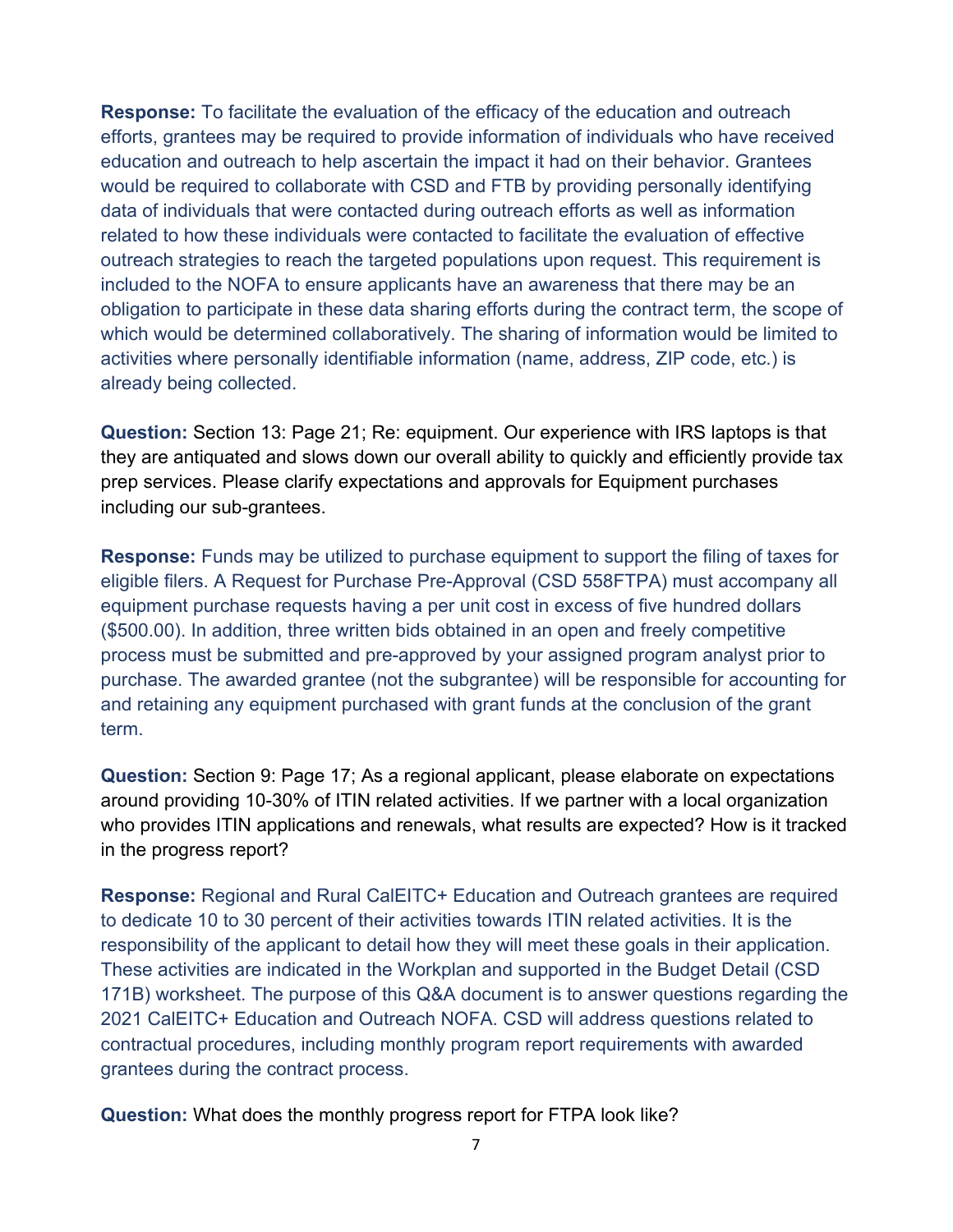**Response:** To facilitate the evaluation of the efficacy of the education and outreach efforts, grantees may be required to provide information of individuals who have received education and outreach to help ascertain the impact it had on their behavior. Grantees would be required to collaborate with CSD and FTB by providing personally identifying data of individuals that were contacted during outreach efforts as well as information related to how these individuals were contacted to facilitate the evaluation of effective outreach strategies to reach the targeted populations upon request. This requirement is included to the NOFA to ensure applicants have an awareness that there may be an obligation to participate in these data sharing efforts during the contract term, the scope of which would be determined collaboratively. The sharing of information would be limited to activities where personally identifiable information (name, address, ZIP code, etc.) is already being collected.

**Question:** Section 13: Page 21; Re: equipment. Our experience with IRS laptops is that they are antiquated and slows down our overall ability to quickly and efficiently provide tax prep services. Please clarify expectations and approvals for Equipment purchases including our sub-grantees.

**Response:** Funds may be utilized to purchase equipment to support the filing of taxes for eligible filers. A Request for Purchase Pre-Approval (CSD 558FTPA) must accompany all equipment purchase requests having a per unit cost in excess of five hundred dollars ($500.00). In addition, three written bids obtained in an open and freely competitive process must be submitted and pre-approved by your assigned program analyst prior to purchase. The awarded grantee (not the subgrantee) will be responsible for accounting for and retaining any equipment purchased with grant funds at the conclusion of the grant term.

**Question:** Section 9: Page 17; As a regional applicant, please elaborate on expectations around providing 10-30% of ITIN related activities. If we partner with a local organization who provides ITIN applications and renewals, what results are expected? How is it tracked in the progress report?

**Response:** Regional and Rural CalEITC+ Education and Outreach grantees are required to dedicate 10 to 30 percent of their activities towards ITIN related activities. It is the responsibility of the applicant to detail how they will meet these goals in their application. These activities are indicated in the Workplan and supported in the Budget Detail (CSD 171B) worksheet. The purpose of this Q&A document is to answer questions regarding the 2021 CalEITC+ Education and Outreach NOFA. CSD will address questions related to contractual procedures, including monthly program report requirements with awarded grantees during the contract process.

**Question:** What does the monthly progress report for FTPA look like?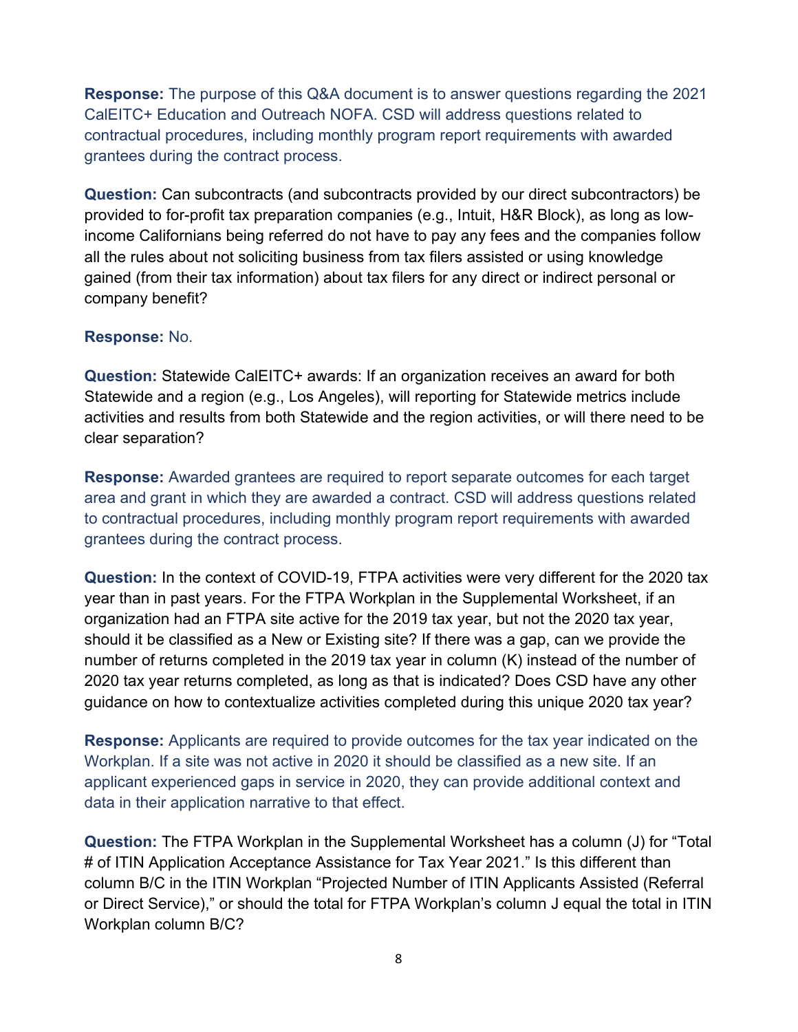**Response:** The purpose of this Q&A document is to answer questions regarding the 2021 CalEITC+ Education and Outreach NOFA. CSD will address questions related to contractual procedures, including monthly program report requirements with awarded grantees during the contract process.

**Question:** Can subcontracts (and subcontracts provided by our direct subcontractors) be provided to for-profit tax preparation companies (e.g., Intuit, H&R Block), as long as low-income Californians being referred do not have to pay any fees and the companies follow all the rules about not soliciting business from tax filers assisted or using knowledge gained (from their tax information) about tax filers for any direct or indirect personal or company benefit?

**Response:** No.

**Question:** Statewide CalEITC+ awards: If an organization receives an award for both Statewide and a region (e.g., Los Angeles), will reporting for Statewide metrics include activities and results from both Statewide and the region activities, or will there need to be clear separation?

**Response:** Awarded grantees are required to report separate outcomes for each target area and grant in which they are awarded a contract. CSD will address questions related to contractual procedures, including monthly program report requirements with awarded grantees during the contract process.

**Question:** In the context of COVID-19, FTPA activities were very different for the 2020 tax year than in past years. For the FTPA Workplan in the Supplemental Worksheet, if an organization had an FTPA site active for the 2019 tax year, but not the 2020 tax year, should it be classified as a New or Existing site? If there was a gap, can we provide the number of returns completed in the 2019 tax year in column (K) instead of the number of 2020 tax year returns completed, as long as that is indicated? Does CSD have any other guidance on how to contextualize activities completed during this unique 2020 tax year?

**Response:** Applicants are required to provide outcomes for the tax year indicated on the Workplan. If a site was not active in 2020 it should be classified as a new site. If an applicant experienced gaps in service in 2020, they can provide additional context and data in their application narrative to that effect.

**Question:** The FTPA Workplan in the Supplemental Worksheet has a column (J) for "Total # of ITIN Application Acceptance Assistance for Tax Year 2021." Is this different than column B/C in the ITIN Workplan "Projected Number of ITIN Applicants Assisted (Referral or Direct Service)," or should the total for FTPA Workplan's column J equal the total in ITIN Workplan column B/C?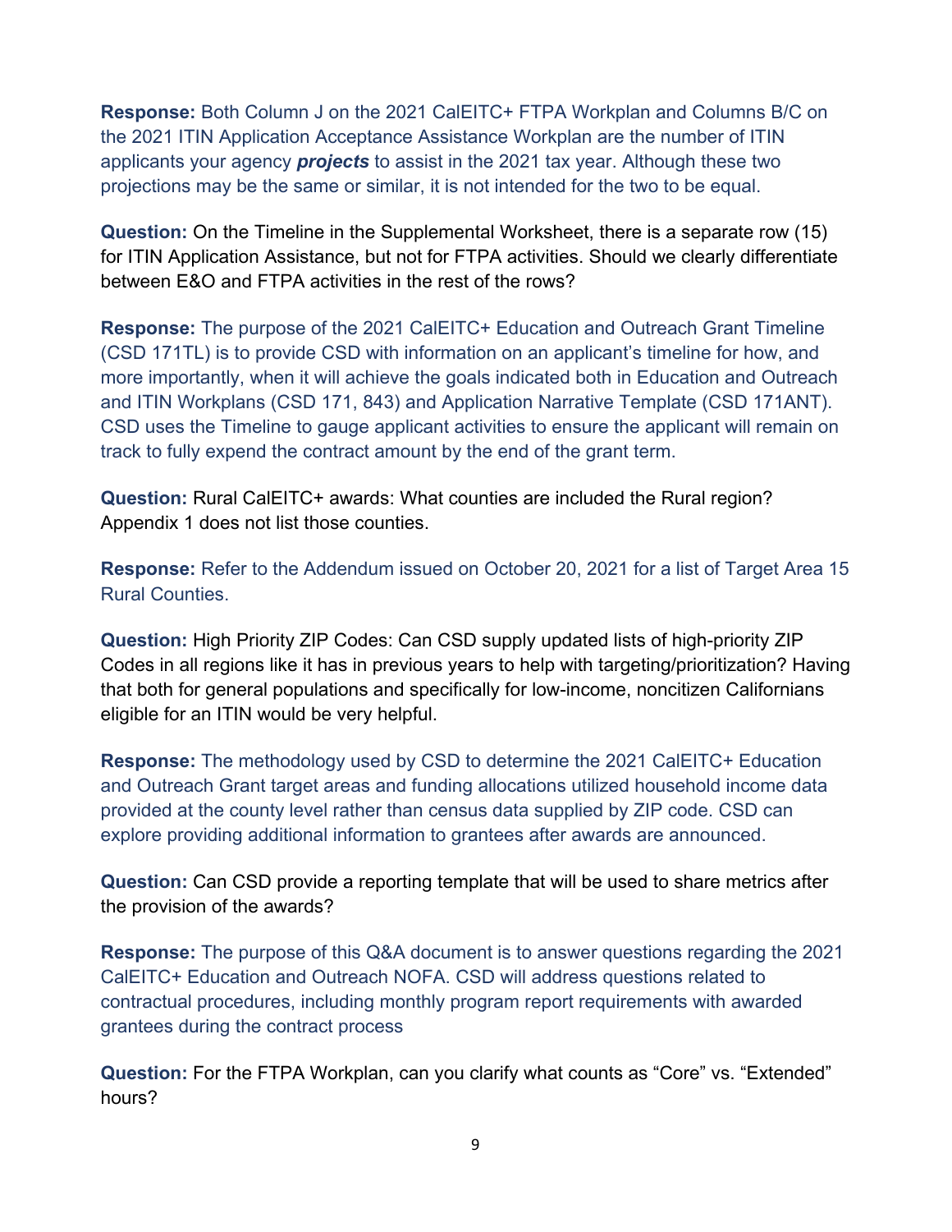**Response:** Both Column J on the 2021 CalEITC+ FTPA Workplan and Columns B/C on the 2021 ITIN Application Acceptance Assistance Workplan are the number of ITIN applicants your agency ***projects*** to assist in the 2021 tax year. Although these two projections may be the same or similar, it is not intended for the two to be equal.

**Question:** On the Timeline in the Supplemental Worksheet, there is a separate row (15) for ITIN Application Assistance, but not for FTPA activities. Should we clearly differentiate between E&O and FTPA activities in the rest of the rows?

**Response:** The purpose of the 2021 CalEITC+ Education and Outreach Grant Timeline (CSD 171TL) is to provide CSD with information on an applicant's timeline for how, and more importantly, when it will achieve the goals indicated both in Education and Outreach and ITIN Workplans (CSD 171, 843) and Application Narrative Template (CSD 171ANT). CSD uses the Timeline to gauge applicant activities to ensure the applicant will remain on track to fully expend the contract amount by the end of the grant term.

**Question:** Rural CalEITC+ awards: What counties are included the Rural region? Appendix 1 does not list those counties.

**Response:** Refer to the Addendum issued on October 20, 2021 for a list of Target Area 15 Rural Counties.

**Question:** High Priority ZIP Codes: Can CSD supply updated lists of high-priority ZIP Codes in all regions like it has in previous years to help with targeting/prioritization? Having that both for general populations and specifically for low-income, noncitizen Californians eligible for an ITIN would be very helpful.

**Response:** The methodology used by CSD to determine the 2021 CalEITC+ Education and Outreach Grant target areas and funding allocations utilized household income data provided at the county level rather than census data supplied by ZIP code. CSD can explore providing additional information to grantees after awards are announced.

**Question:** Can CSD provide a reporting template that will be used to share metrics after the provision of the awards?

**Response:** The purpose of this Q&A document is to answer questions regarding the 2021 CalEITC+ Education and Outreach NOFA. CSD will address questions related to contractual procedures, including monthly program report requirements with awarded grantees during the contract process

**Question:** For the FTPA Workplan, can you clarify what counts as "Core" vs. "Extended" hours?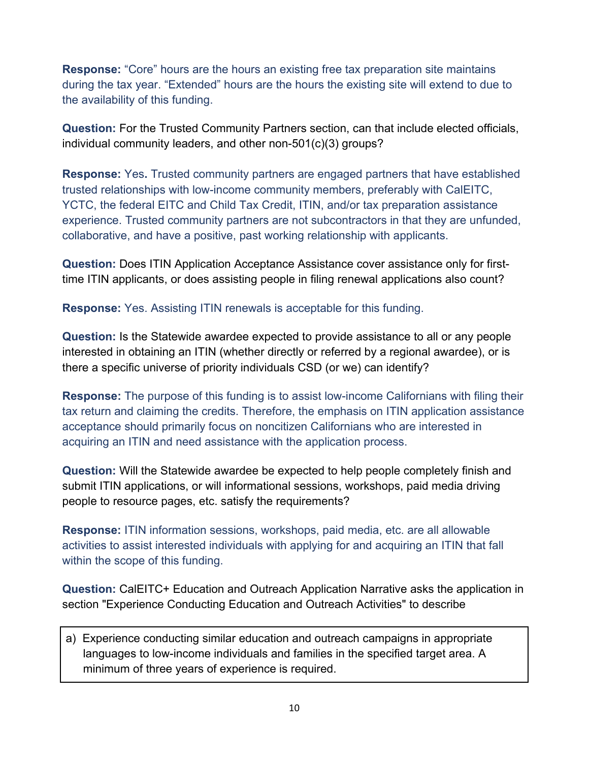**Response:** "Core" hours are the hours an existing free tax preparation site maintains during the tax year. "Extended" hours are the hours the existing site will extend to due to the availability of this funding.

**Question:** For the Trusted Community Partners section, can that include elected officials, individual community leaders, and other non-501(c)(3) groups?

**Response:** Yes. Trusted community partners are engaged partners that have established trusted relationships with low-income community members, preferably with CalEITC, YCTC, the federal EITC and Child Tax Credit, ITIN, and/or tax preparation assistance experience. Trusted community partners are not subcontractors in that they are unfunded, collaborative, and have a positive, past working relationship with applicants.

**Question:** Does ITIN Application Acceptance Assistance cover assistance only for first-time ITIN applicants, or does assisting people in filing renewal applications also count?

**Response:** Yes. Assisting ITIN renewals is acceptable for this funding.

**Question:** Is the Statewide awardee expected to provide assistance to all or any people interested in obtaining an ITIN (whether directly or referred by a regional awardee), or is there a specific universe of priority individuals CSD (or we) can identify?

**Response:** The purpose of this funding is to assist low-income Californians with filing their tax return and claiming the credits. Therefore, the emphasis on ITIN application assistance acceptance should primarily focus on noncitizen Californians who are interested in acquiring an ITIN and need assistance with the application process.

**Question:** Will the Statewide awardee be expected to help people completely finish and submit ITIN applications, or will informational sessions, workshops, paid media driving people to resource pages, etc. satisfy the requirements?

**Response:** ITIN information sessions, workshops, paid media, etc. are all allowable activities to assist interested individuals with applying for and acquiring an ITIN that fall within the scope of this funding.

**Question:** CalEITC+ Education and Outreach Application Narrative asks the application in section "Experience Conducting Education and Outreach Activities" to describe

> a) Experience conducting similar education and outreach campaigns in appropriate languages to low-income individuals and families in the specified target area. A minimum of three years of experience is required.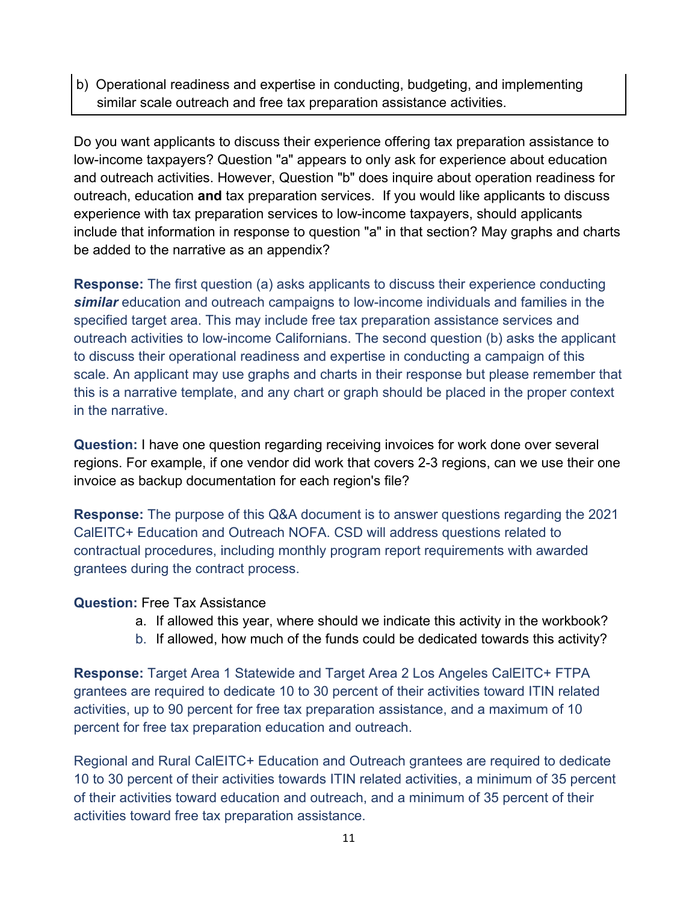b) Operational readiness and expertise in conducting, budgeting, and implementing similar scale outreach and free tax preparation assistance activities.

Do you want applicants to discuss their experience offering tax preparation assistance to low-income taxpayers? Question "a" appears to only ask for experience about education and outreach activities. However, Question "b" does inquire about operation readiness for outreach, education **and** tax preparation services. If you would like applicants to discuss experience with tax preparation services to low-income taxpayers, should applicants include that information in response to question "a" in that section? May graphs and charts be added to the narrative as an appendix?

**Response:** The first question (a) asks applicants to discuss their experience conducting ***similar*** education and outreach campaigns to low-income individuals and families in the specified target area. This may include free tax preparation assistance services and outreach activities to low-income Californians. The second question (b) asks the applicant to discuss their operational readiness and expertise in conducting a campaign of this scale. An applicant may use graphs and charts in their response but please remember that this is a narrative template, and any chart or graph should be placed in the proper context in the narrative.

**Question:** I have one question regarding receiving invoices for work done over several regions. For example, if one vendor did work that covers 2-3 regions, can we use their one invoice as backup documentation for each region's file?

**Response:** The purpose of this Q&A document is to answer questions regarding the 2021 CalEITC+ Education and Outreach NOFA. CSD will address questions related to contractual procedures, including monthly program report requirements with awarded grantees during the contract process.

**Question:** Free Tax Assistance

a. If allowed this year, where should we indicate this activity in the workbook?
b. If allowed, how much of the funds could be dedicated towards this activity?

**Response:** Target Area 1 Statewide and Target Area 2 Los Angeles CalEITC+ FTPA grantees are required to dedicate 10 to 30 percent of their activities toward ITIN related activities, up to 90 percent for free tax preparation assistance, and a maximum of 10 percent for free tax preparation education and outreach.

Regional and Rural CalEITC+ Education and Outreach grantees are required to dedicate 10 to 30 percent of their activities towards ITIN related activities, a minimum of 35 percent of their activities toward education and outreach, and a minimum of 35 percent of their activities toward free tax preparation assistance.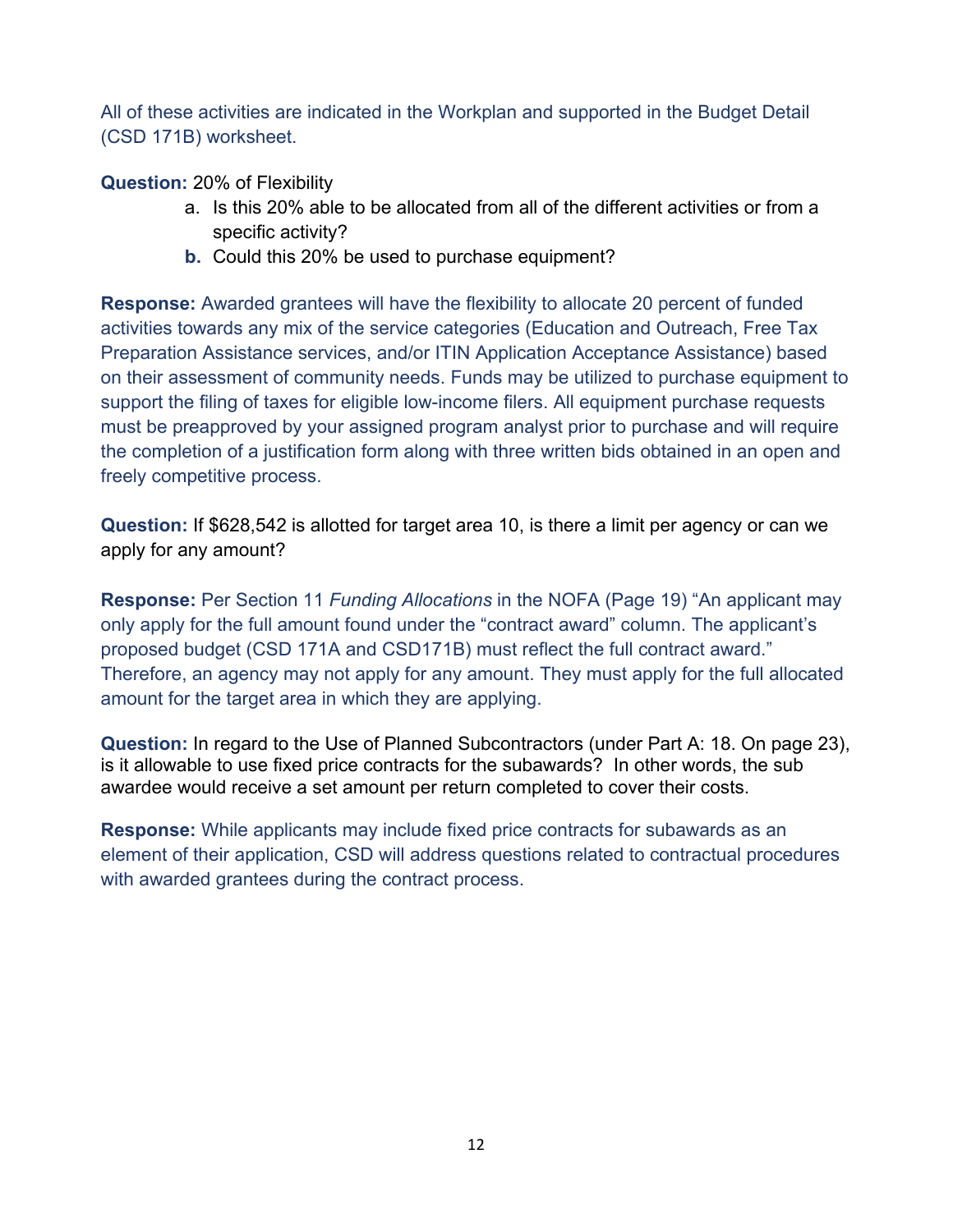All of these activities are indicated in the Workplan and supported in the Budget Detail (CSD 171B) worksheet.

**Question:** 20% of Flexibility

a. Is this 20% able to be allocated from all of the different activities or from a specific activity?
b. Could this 20% be used to purchase equipment?

**Response:** Awarded grantees will have the flexibility to allocate 20 percent of funded activities towards any mix of the service categories (Education and Outreach, Free Tax Preparation Assistance services, and/or ITIN Application Acceptance Assistance) based on their assessment of community needs. Funds may be utilized to purchase equipment to support the filing of taxes for eligible low-income filers. All equipment purchase requests must be preapproved by your assigned program analyst prior to purchase and will require the completion of a justification form along with three written bids obtained in an open and freely competitive process.

**Question:** If $628,542 is allotted for target area 10, is there a limit per agency or can we apply for any amount?

**Response:** Per Section 11 *Funding Allocations* in the NOFA (Page 19) "An applicant may only apply for the full amount found under the "contract award" column. The applicant's proposed budget (CSD 171A and CSD171B) must reflect the full contract award." Therefore, an agency may not apply for any amount. They must apply for the full allocated amount for the target area in which they are applying.

**Question:** In regard to the Use of Planned Subcontractors (under Part A: 18. On page 23), is it allowable to use fixed price contracts for the subawards? In other words, the sub awardee would receive a set amount per return completed to cover their costs.

**Response:** While applicants may include fixed price contracts for subawards as an element of their application, CSD will address questions related to contractual procedures with awarded grantees during the contract process.